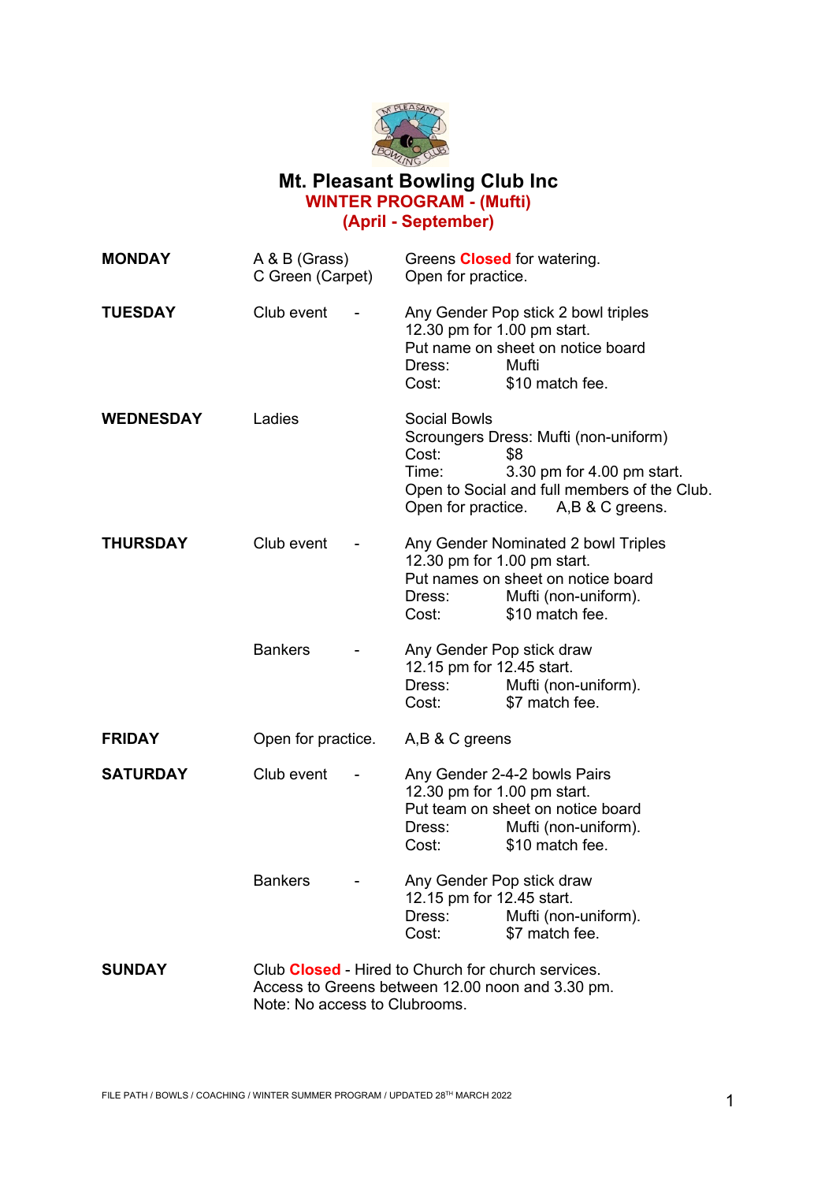# Mt. Pleasant Bowling Club Inc

## WINTER PROGRAM - (Mufti)
## (April - September)

| | | |
|---|---|---|
| **MONDAY** | A & B (Grass)<br>C Green (Carpet) | Greens **Closed** for watering.<br>Open for practice. |
| **TUESDAY** | Club event - | Any Gender Pop stick 2 bowl triples<br>12.30 pm for 1.00 pm start.<br>Put name on sheet on notice board<br>Dress: Mufti<br>Cost: $10 match fee. |
| **WEDNESDAY** | Ladies | Social Bowls<br>Scroungers Dress: Mufti (non-uniform)<br>Cost: $8<br>Time: 3.30 pm for 4.00 pm start.<br>Open to Social and full members of the Club.<br>Open for practice. A,B & C greens. |
| **THURSDAY** | Club event - | Any Gender Nominated 2 bowl Triples<br>12.30 pm for 1.00 pm start.<br>Put names on sheet on notice board<br>Dress: Mufti (non-uniform).<br>Cost: $10 match fee. |
| | Bankers - | Any Gender Pop stick draw<br>12.15 pm for 12.45 start.<br>Dress: Mufti (non-uniform).<br>Cost: $7 match fee. |
| **FRIDAY** | Open for practice. | A,B & C greens |
| **SATURDAY** | Club event - | Any Gender 2-4-2 bowls Pairs<br>12.30 pm for 1.00 pm start.<br>Put team on sheet on notice board<br>Dress: Mufti (non-uniform).<br>Cost: $10 match fee. |
| | Bankers - | Any Gender Pop stick draw<br>12.15 pm for 12.45 start.<br>Dress: Mufti (non-uniform).<br>Cost: $7 match fee. |
| **SUNDAY** | Club **Closed** - Hired to Church for church services.<br>Access to Greens between 12.00 noon and 3.30 pm.<br>Note: No access to Clubrooms. | |

FILE PATH / BOWLS / COACHING / WINTER SUMMER PROGRAM / UPDATED 28TH MARCH 2022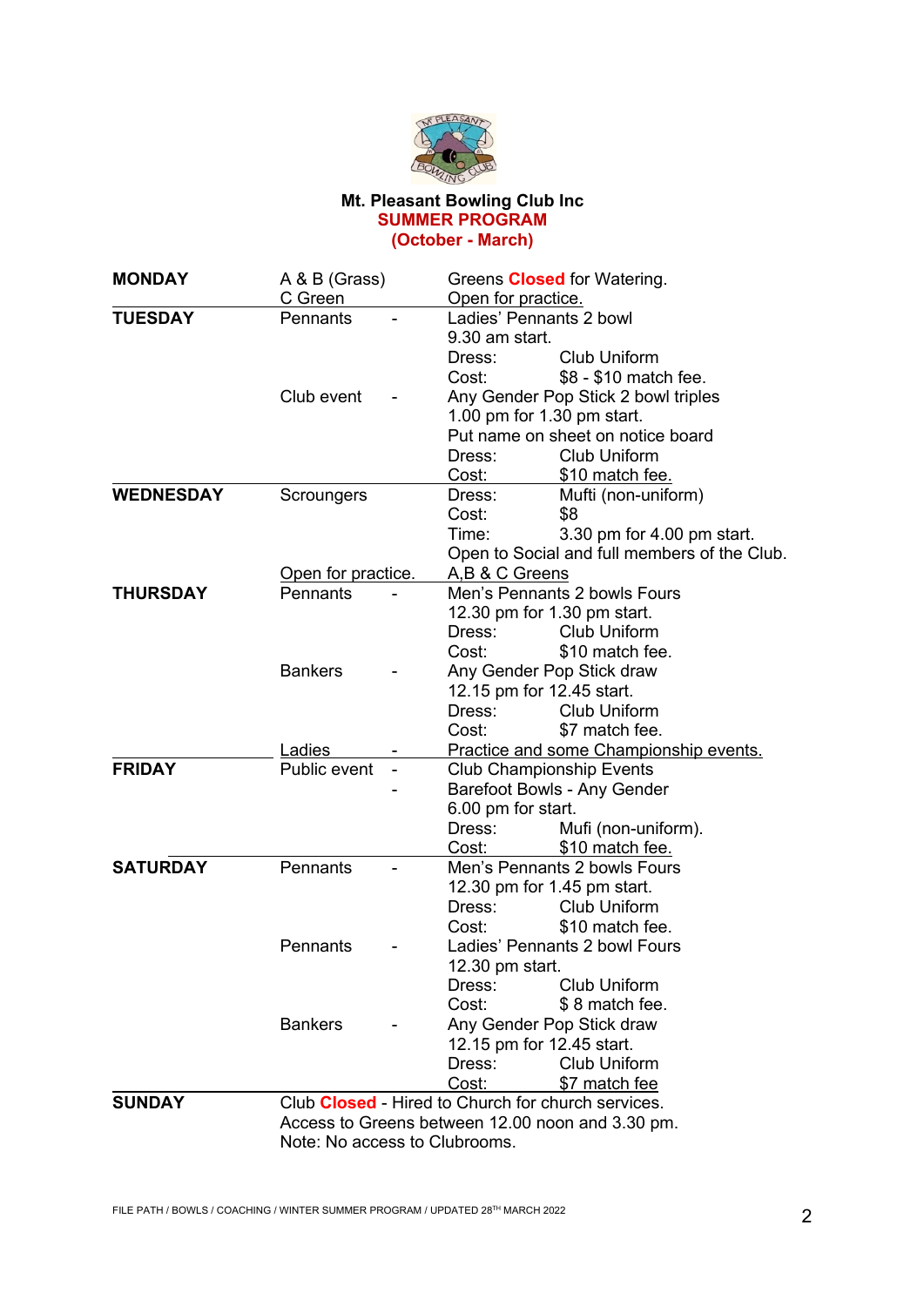**Mt. Pleasant Bowling Club Inc**
**SUMMER PROGRAM**
**(October - March)**

| | | | | |
|---|---|---|---|---|
| **MONDAY** | A & B (Grass) | | Greens **Closed** for Watering. | |
| | C Green | | Open for practice. | |
| **TUESDAY** | Pennants | - | Ladies' Pennants 2 bowl | |
| | | | 9.30 am start. | |
| | | | Dress: | Club Uniform |
| | | | Cost: | $8 - $10 match fee. |
| | Club event | - | Any Gender Pop Stick 2 bowl triples | |
| | | | 1.00 pm for 1.30 pm start. | |
| | | | Put name on sheet on notice board | |
| | | | Dress: | Club Uniform |
| | | | Cost: | $10 match fee. |
| **WEDNESDAY** | Scroungers | | Dress: | Mufti (non-uniform) |
| | | | Cost: | $8 |
| | | | Time: | 3.30 pm for 4.00 pm start. |
| | | | Open to Social and full members of the Club. | |
| | Open for practice. | | A,B & C Greens | |
| **THURSDAY** | Pennants | - | Men's Pennants 2 bowls Fours | |
| | | | 12.30 pm for 1.30 pm start. | |
| | | | Dress: | Club Uniform |
| | | | Cost: | $10 match fee. |
| | Bankers | - | Any Gender Pop Stick draw | |
| | | | 12.15 pm for 12.45 start. | |
| | | | Dress: | Club Uniform |
| | | | Cost: | $7 match fee. |
| | Ladies | - | Practice and some Championship events. | |
| **FRIDAY** | Public event | - | Club Championship Events | |
| | | - | Barefoot Bowls - Any Gender | |
| | | | 6.00 pm for start. | |
| | | | Dress: | Mufi (non-uniform). |
| | | | Cost: | $10 match fee. |
| **SATURDAY** | Pennants | - | Men's Pennants 2 bowls Fours | |
| | | | 12.30 pm for 1.45 pm start. | |
| | | | Dress: | Club Uniform |
| | | | Cost: | $10 match fee. |
| | Pennants | - | Ladies' Pennants 2 bowl Fours | |
| | | | 12.30 pm start. | |
| | | | Dress: | Club Uniform |
| | | | Cost: | $ 8 match fee. |
| | Bankers | - | Any Gender Pop Stick draw | |
| | | | 12.15 pm for 12.45 start. | |
| | | | Dress: | Club Uniform |
| | | | Cost: | $7 match fee |
| **SUNDAY** | Club **Closed** - Hired to Church for church services. | | | |
| | Access to Greens between 12.00 noon and 3.30 pm. | | | |
| | Note: No access to Clubrooms. | | | |

FILE PATH / BOWLS / COACHING / WINTER SUMMER PROGRAM / UPDATED 28TH MARCH 2022